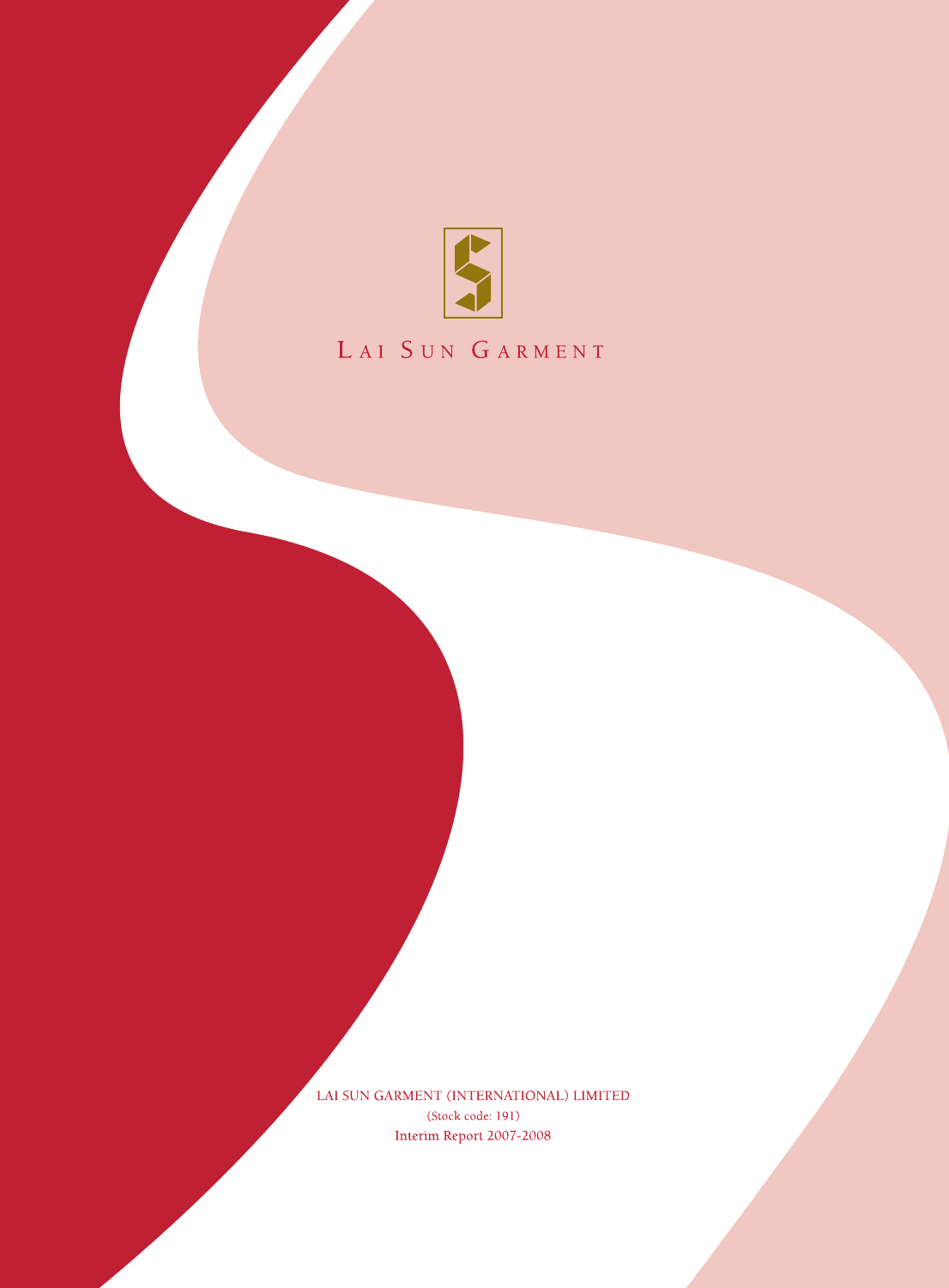LAI SUN GARMENT

LAI SUN GARMENT (INTERNATIONAL) LIMITED

(Stock code: 191)

Interim Report 2007-2008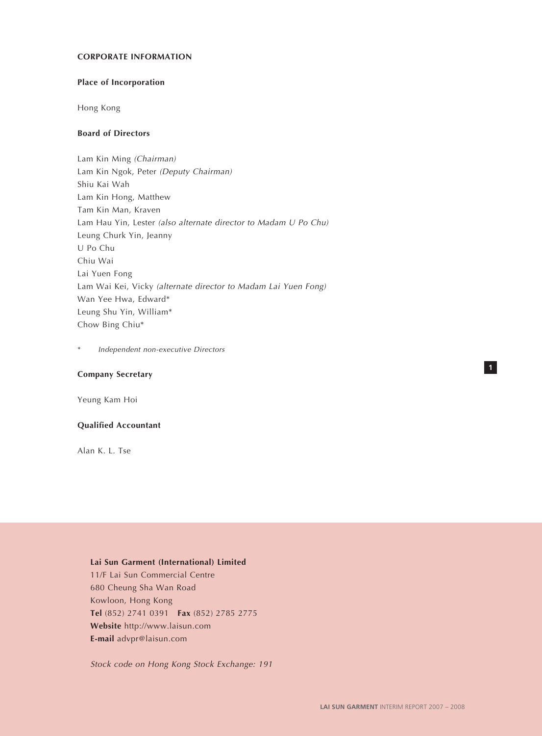## CORPORATE INFORMATION

### Place of Incorporation

Hong Kong

### Board of Directors

Lam Kin Ming *(Chairman)*
Lam Kin Ngok, Peter *(Deputy Chairman)*
Shiu Kai Wah
Lam Kin Hong, Matthew
Tam Kin Man, Kraven
Lam Hau Yin, Lester *(also alternate director to Madam U Po Chu)*
Leung Churk Yin, Jeanny
U Po Chu
Chiu Wai
Lai Yuen Fong
Lam Wai Kei, Vicky *(alternate director to Madam Lai Yuen Fong)*
Wan Yee Hwa, Edward*
Leung Shu Yin, William*
Chow Bing Chiu*

\* *Independent non-executive Directors*

### Company Secretary

Yeung Kam Hoi

### Qualified Accountant

Alan K. L. Tse

**Lai Sun Garment (International) Limited**
11/F Lai Sun Commercial Centre
680 Cheung Sha Wan Road
Kowloon, Hong Kong
**Tel** (852) 2741 0391 **Fax** (852) 2785 2775
**Website** http://www.laisun.com
**E-mail** advpr@laisun.com

*Stock code on Hong Kong Stock Exchange: 191*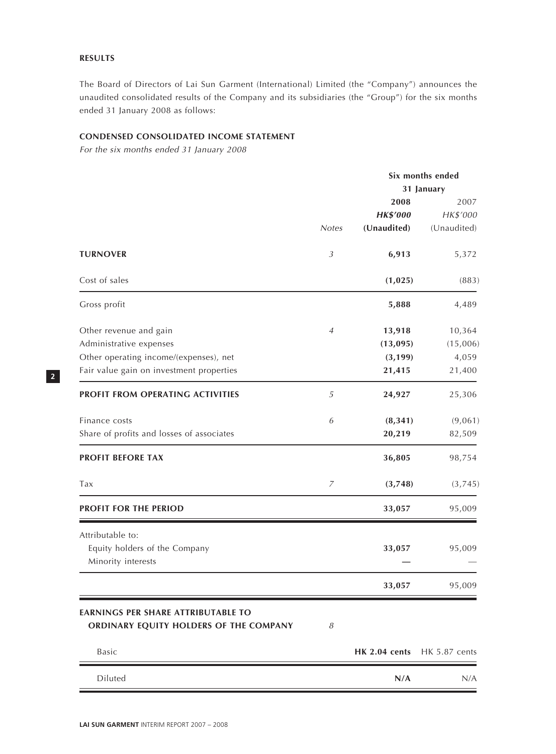## RESULTS

The Board of Directors of Lai Sun Garment (International) Limited (the "Company") announces the unaudited consolidated results of the Company and its subsidiaries (the "Group") for the six months ended 31 January 2008 as follows:

### CONDENSED CONSOLIDATED INCOME STATEMENT

*For the six months ended 31 January 2008*

| | Notes | Six months ended 31 January 2008 HK$'000 (Unaudited) | Six months ended 31 January 2007 HK$'000 (Unaudited) |
|---|---|---|---|
| **TURNOVER** | 3 | **6,913** | 5,372 |
| Cost of sales | | **(1,025)** | (883) |
| Gross profit | | **5,888** | 4,489 |
| Other revenue and gain | 4 | **13,918** | 10,364 |
| Administrative expenses | | **(13,095)** | (15,006) |
| Other operating income/(expenses), net | | **(3,199)** | 4,059 |
| Fair value gain on investment properties | | **21,415** | 21,400 |
| **PROFIT FROM OPERATING ACTIVITIES** | 5 | **24,927** | 25,306 |
| Finance costs | 6 | **(8,341)** | (9,061) |
| Share of profits and losses of associates | | **20,219** | 82,509 |
| **PROFIT BEFORE TAX** | | **36,805** | 98,754 |
| Tax | 7 | **(3,748)** | (3,745) |
| **PROFIT FOR THE PERIOD** | | **33,057** | 95,009 |
| Attributable to: | | | |
| Equity holders of the Company | | **33,057** | 95,009 |
| Minority interests | | **—** | — |
| | | **33,057** | 95,009 |
| **EARNINGS PER SHARE ATTRIBUTABLE TO ORDINARY EQUITY HOLDERS OF THE COMPANY** | 8 | | |
| Basic | | **HK 2.04 cents** | HK 5.87 cents |
| Diluted | | **N/A** | N/A |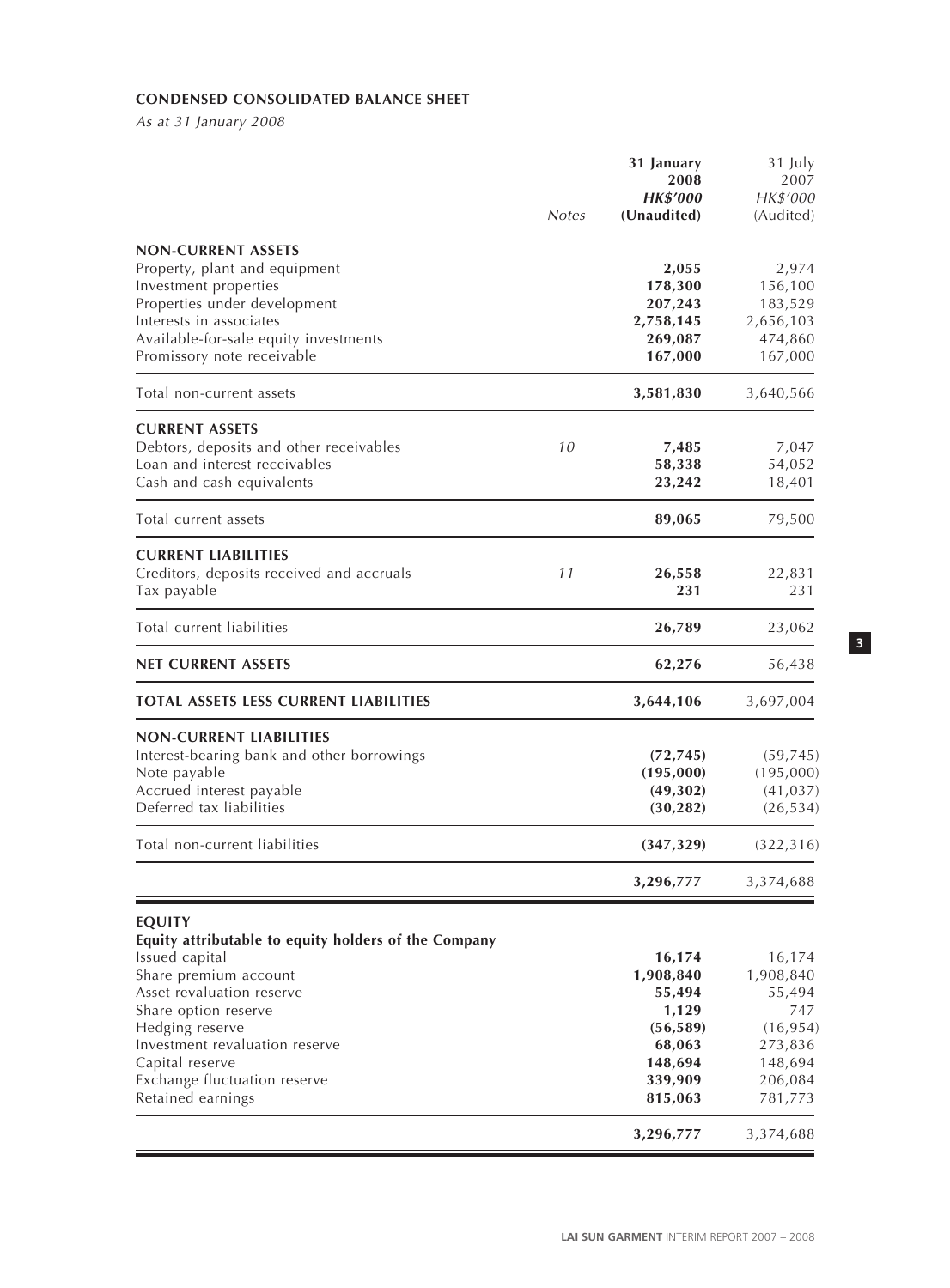**CONDENSED CONSOLIDATED BALANCE SHEET**

*As at 31 January 2008*

| | Notes | **31 January 2008 HK$'000 (Unaudited)** | 31 July 2007 HK$'000 (Audited) |
|---|---|---|---|
| **NON-CURRENT ASSETS** | | | |
| Property, plant and equipment | | **2,055** | 2,974 |
| Investment properties | | **178,300** | 156,100 |
| Properties under development | | **207,243** | 183,529 |
| Interests in associates | | **2,758,145** | 2,656,103 |
| Available-for-sale equity investments | | **269,087** | 474,860 |
| Promissory note receivable | | **167,000** | 167,000 |
| Total non-current assets | | **3,581,830** | 3,640,566 |
| **CURRENT ASSETS** | | | |
| Debtors, deposits and other receivables | 10 | **7,485** | 7,047 |
| Loan and interest receivables | | **58,338** | 54,052 |
| Cash and cash equivalents | | **23,242** | 18,401 |
| Total current assets | | **89,065** | 79,500 |
| **CURRENT LIABILITIES** | | | |
| Creditors, deposits received and accruals | 11 | **26,558** | 22,831 |
| Tax payable | | **231** | 231 |
| Total current liabilities | | **26,789** | 23,062 |
| **NET CURRENT ASSETS** | | **62,276** | 56,438 |
| **TOTAL ASSETS LESS CURRENT LIABILITIES** | | **3,644,106** | 3,697,004 |
| **NON-CURRENT LIABILITIES** | | | |
| Interest-bearing bank and other borrowings | | **(72,745)** | (59,745) |
| Note payable | | **(195,000)** | (195,000) |
| Accrued interest payable | | **(49,302)** | (41,037) |
| Deferred tax liabilities | | **(30,282)** | (26,534) |
| Total non-current liabilities | | **(347,329)** | (322,316) |
| | | **3,296,777** | 3,374,688 |
| **EQUITY** | | | |
| **Equity attributable to equity holders of the Company** | | | |
| Issued capital | | **16,174** | 16,174 |
| Share premium account | | **1,908,840** | 1,908,840 |
| Asset revaluation reserve | | **55,494** | 55,494 |
| Share option reserve | | **1,129** | 747 |
| Hedging reserve | | **(56,589)** | (16,954) |
| Investment revaluation reserve | | **68,063** | 273,836 |
| Capital reserve | | **148,694** | 148,694 |
| Exchange fluctuation reserve | | **339,909** | 206,084 |
| Retained earnings | | **815,063** | 781,773 |
| | | **3,296,777** | 3,374,688 |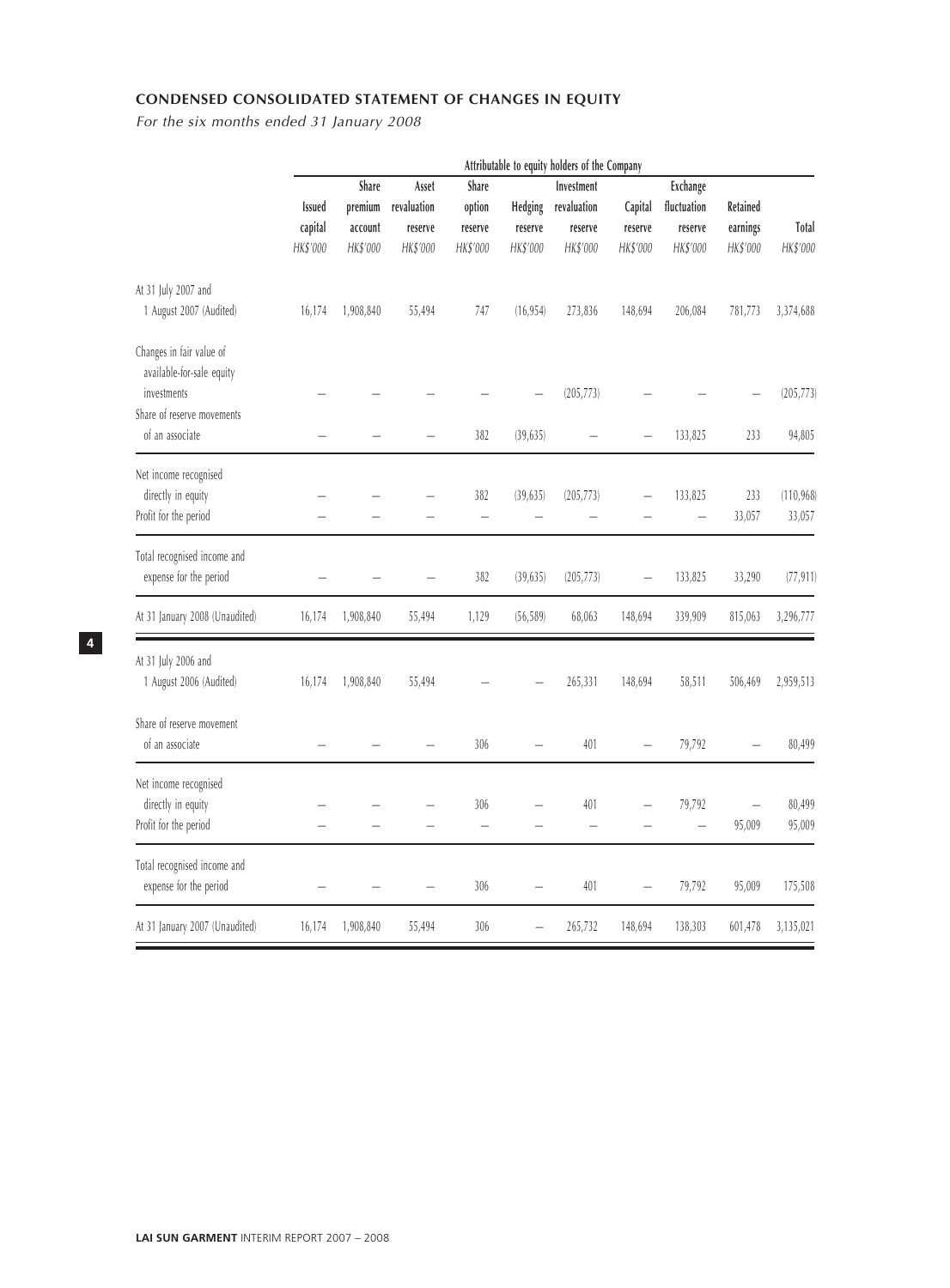## CONDENSED CONSOLIDATED STATEMENT OF CHANGES IN EQUITY

*For the six months ended 31 January 2008*

| | Attributable to equity holders of the Company | | | | | | | | | |
|---|---|---|---|---|---|---|---|---|---|---|
| | Issued capital | Share premium account | Asset revaluation reserve | Share option reserve | Hedging reserve | Investment revaluation reserve | Capital reserve | Exchange fluctuation reserve | Retained earnings | Total |
| | HK$'000 | HK$'000 | HK$'000 | HK$'000 | HK$'000 | HK$'000 | HK$'000 | HK$'000 | HK$'000 | HK$'000 |
| At 31 July 2007 and 1 August 2007 (Audited) | 16,174 | 1,908,840 | 55,494 | 747 | (16,954) | 273,836 | 148,694 | 206,084 | 781,773 | 3,374,688 |
| Changes in fair value of available-for-sale equity investments | – | – | – | – | – | (205,773) | – | – | – | (205,773) |
| Share of reserve movements of an associate | – | – | – | 382 | (39,635) | – | – | 133,825 | 233 | 94,805 |
| Net income recognised directly in equity | – | – | – | 382 | (39,635) | (205,773) | – | 133,825 | 233 | (110,968) |
| Profit for the period | – | – | – | – | – | – | – | – | 33,057 | 33,057 |
| Total recognised income and expense for the period | – | – | – | 382 | (39,635) | (205,773) | – | 133,825 | 33,290 | (77,911) |
| At 31 January 2008 (Unaudited) | 16,174 | 1,908,840 | 55,494 | 1,129 | (56,589) | 68,063 | 148,694 | 339,909 | 815,063 | 3,296,777 |
| At 31 July 2006 and 1 August 2006 (Audited) | 16,174 | 1,908,840 | 55,494 | – | – | 265,331 | 148,694 | 58,511 | 506,469 | 2,959,513 |
| Share of reserve movement of an associate | – | – | – | 306 | – | 401 | – | 79,792 | – | 80,499 |
| Net income recognised directly in equity | – | – | – | 306 | – | 401 | – | 79,792 | – | 80,499 |
| Profit for the period | – | – | – | – | – | – | – | – | 95,009 | 95,009 |
| Total recognised income and expense for the period | – | – | – | 306 | – | 401 | – | 79,792 | 95,009 | 175,508 |
| At 31 January 2007 (Unaudited) | 16,174 | 1,908,840 | 55,494 | 306 | – | 265,732 | 148,694 | 138,303 | 601,478 | 3,135,021 |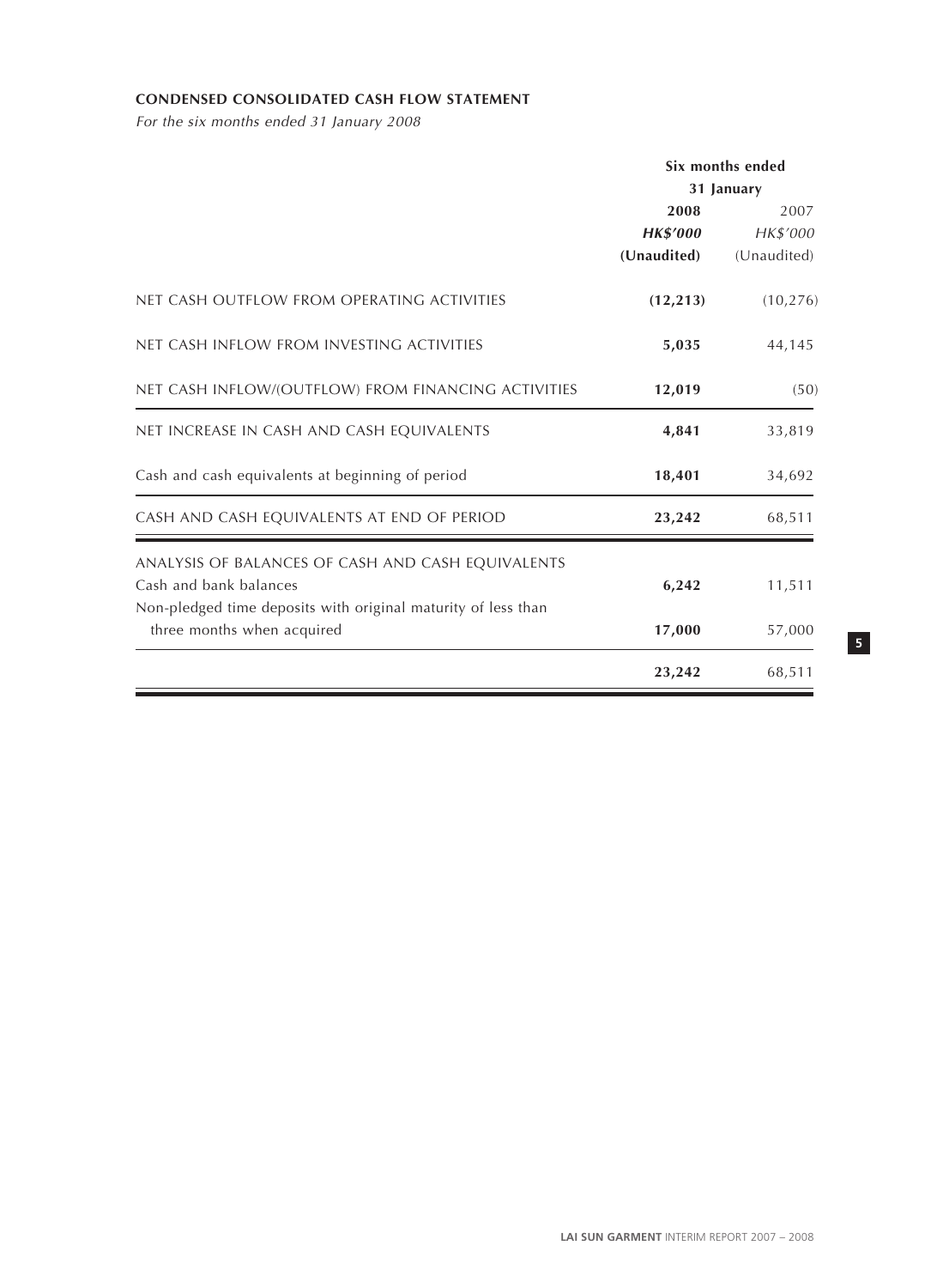**CONDENSED CONSOLIDATED CASH FLOW STATEMENT**

*For the six months ended 31 January 2008*

| | Six months ended 31 January | |
|---|---|---|
| | **2008** | 2007 |
| | ***HK$'000*** | *HK$'000* |
| | **(Unaudited)** | (Unaudited) |
| NET CASH OUTFLOW FROM OPERATING ACTIVITIES | **(12,213)** | (10,276) |
| NET CASH INFLOW FROM INVESTING ACTIVITIES | **5,035** | 44,145 |
| NET CASH INFLOW/(OUTFLOW) FROM FINANCING ACTIVITIES | **12,019** | (50) |
| NET INCREASE IN CASH AND CASH EQUIVALENTS | **4,841** | 33,819 |
| Cash and cash equivalents at beginning of period | **18,401** | 34,692 |
| CASH AND CASH EQUIVALENTS AT END OF PERIOD | **23,242** | 68,511 |
| ANALYSIS OF BALANCES OF CASH AND CASH EQUIVALENTS | | |
| Cash and bank balances | **6,242** | 11,511 |
| Non-pledged time deposits with original maturity of less than three months when acquired | **17,000** | 57,000 |
| | **23,242** | 68,511 |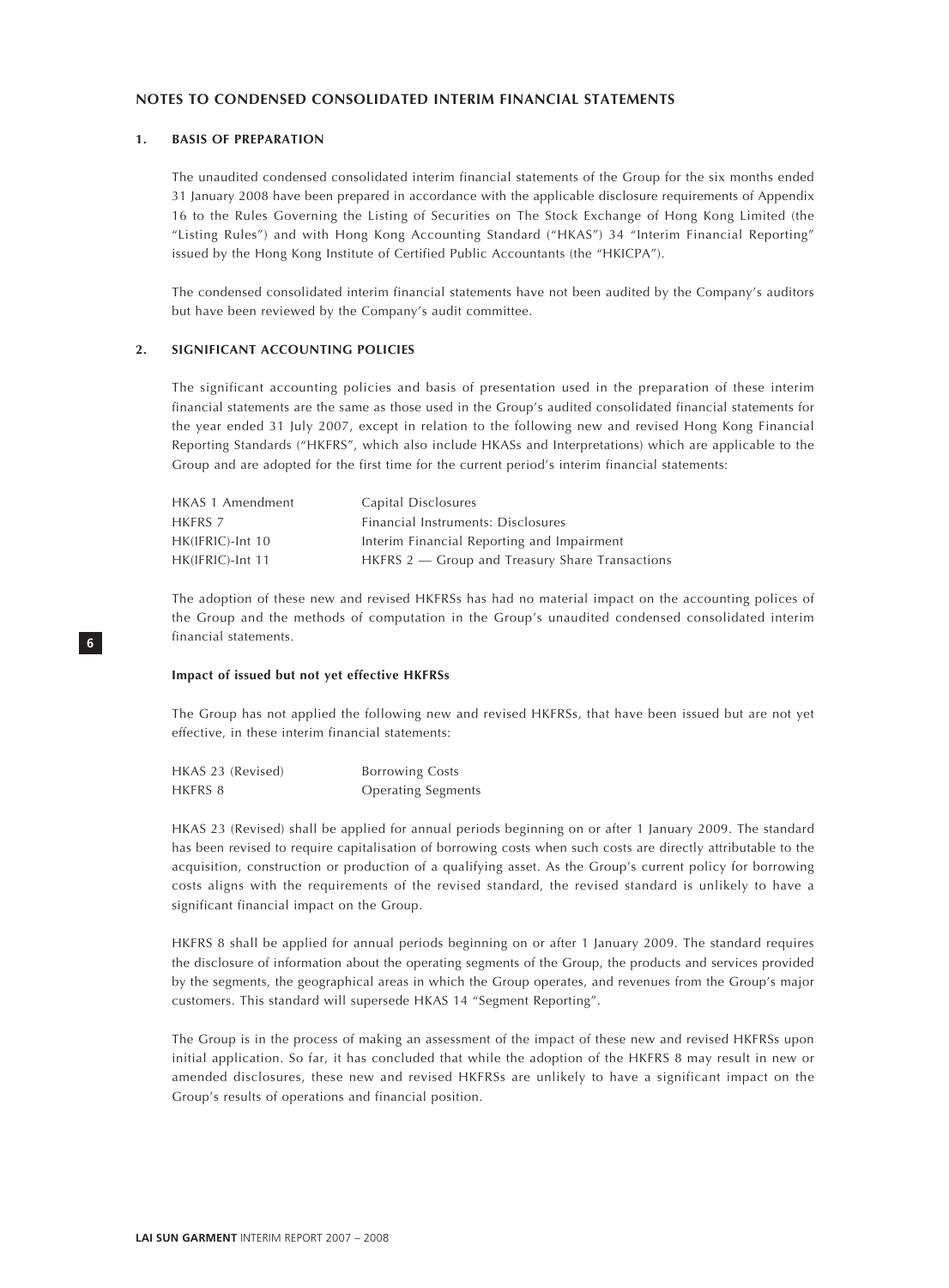## NOTES TO CONDENSED CONSOLIDATED INTERIM FINANCIAL STATEMENTS

### 1. BASIS OF PREPARATION

The unaudited condensed consolidated interim financial statements of the Group for the six months ended 31 January 2008 have been prepared in accordance with the applicable disclosure requirements of Appendix 16 to the Rules Governing the Listing of Securities on The Stock Exchange of Hong Kong Limited (the "Listing Rules") and with Hong Kong Accounting Standard ("HKAS") 34 "Interim Financial Reporting" issued by the Hong Kong Institute of Certified Public Accountants (the "HKICPA").

The condensed consolidated interim financial statements have not been audited by the Company's auditors but have been reviewed by the Company's audit committee.

### 2. SIGNIFICANT ACCOUNTING POLICIES

The significant accounting policies and basis of presentation used in the preparation of these interim financial statements are the same as those used in the Group's audited consolidated financial statements for the year ended 31 July 2007, except in relation to the following new and revised Hong Kong Financial Reporting Standards ("HKFRS", which also include HKASs and Interpretations) which are applicable to the Group and are adopted for the first time for the current period's interim financial statements:

| | |
|---|---|
| HKAS 1 Amendment | Capital Disclosures |
| HKFRS 7 | Financial Instruments: Disclosures |
| HK(IFRIC)-Int 10 | Interim Financial Reporting and Impairment |
| HK(IFRIC)-Int 11 | HKFRS 2 — Group and Treasury Share Transactions |

The adoption of these new and revised HKFRSs has had no material impact on the accounting polices of the Group and the methods of computation in the Group's unaudited condensed consolidated interim financial statements.

**Impact of issued but not yet effective HKFRSs**

The Group has not applied the following new and revised HKFRSs, that have been issued but are not yet effective, in these interim financial statements:

| | |
|---|---|
| HKAS 23 (Revised) | Borrowing Costs |
| HKFRS 8 | Operating Segments |

HKAS 23 (Revised) shall be applied for annual periods beginning on or after 1 January 2009. The standard has been revised to require capitalisation of borrowing costs when such costs are directly attributable to the acquisition, construction or production of a qualifying asset. As the Group's current policy for borrowing costs aligns with the requirements of the revised standard, the revised standard is unlikely to have a significant financial impact on the Group.

HKFRS 8 shall be applied for annual periods beginning on or after 1 January 2009. The standard requires the disclosure of information about the operating segments of the Group, the products and services provided by the segments, the geographical areas in which the Group operates, and revenues from the Group's major customers. This standard will supersede HKAS 14 "Segment Reporting".

The Group is in the process of making an assessment of the impact of these new and revised HKFRSs upon initial application. So far, it has concluded that while the adoption of the HKFRS 8 may result in new or amended disclosures, these new and revised HKFRSs are unlikely to have a significant impact on the Group's results of operations and financial position.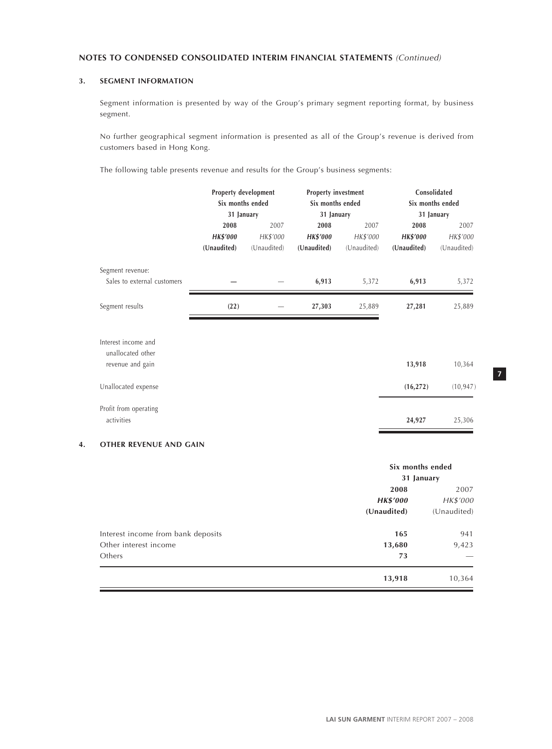## NOTES TO CONDENSED CONSOLIDATED INTERIM FINANCIAL STATEMENTS *(Continued)*

### 3. SEGMENT INFORMATION

Segment information is presented by way of the Group's primary segment reporting format, by business segment.

No further geographical segment information is presented as all of the Group's revenue is derived from customers based in Hong Kong.

The following table presents revenue and results for the Group's business segments:

| | Property development Six months ended 31 January | | Property investment Six months ended 31 January | | Consolidated Six months ended 31 January | |
|---|---|---|---|---|---|---|
| | **2008** | 2007 | **2008** | 2007 | **2008** | 2007 |
| | ***HK$'000*** | *HK$'000* | ***HK$'000*** | *HK$'000* | ***HK$'000*** | *HK$'000* |
| | **(Unaudited)** | (Unaudited) | **(Unaudited)** | (Unaudited) | **(Unaudited)** | (Unaudited) |
| Segment revenue: | | | | | | |
| Sales to external customers | **—** | — | **6,913** | 5,372 | **6,913** | 5,372 |
| Segment results | **(22)** | — | **27,303** | 25,889 | **27,281** | 25,889 |
| Interest income and unallocated other revenue and gain | | | | | **13,918** | 10,364 |
| Unallocated expense | | | | | **(16,272)** | (10,947) |
| Profit from operating activities | | | | | **24,927** | 25,306 |

### 4. OTHER REVENUE AND GAIN

| | Six months ended 31 January | |
|---|---|---|
| | **2008** | 2007 |
| | ***HK$'000*** | *HK$'000* |
| | **(Unaudited)** | (Unaudited) |
| Interest income from bank deposits | **165** | 941 |
| Other interest income | **13,680** | 9,423 |
| Others | **73** | — |
| | **13,918** | 10,364 |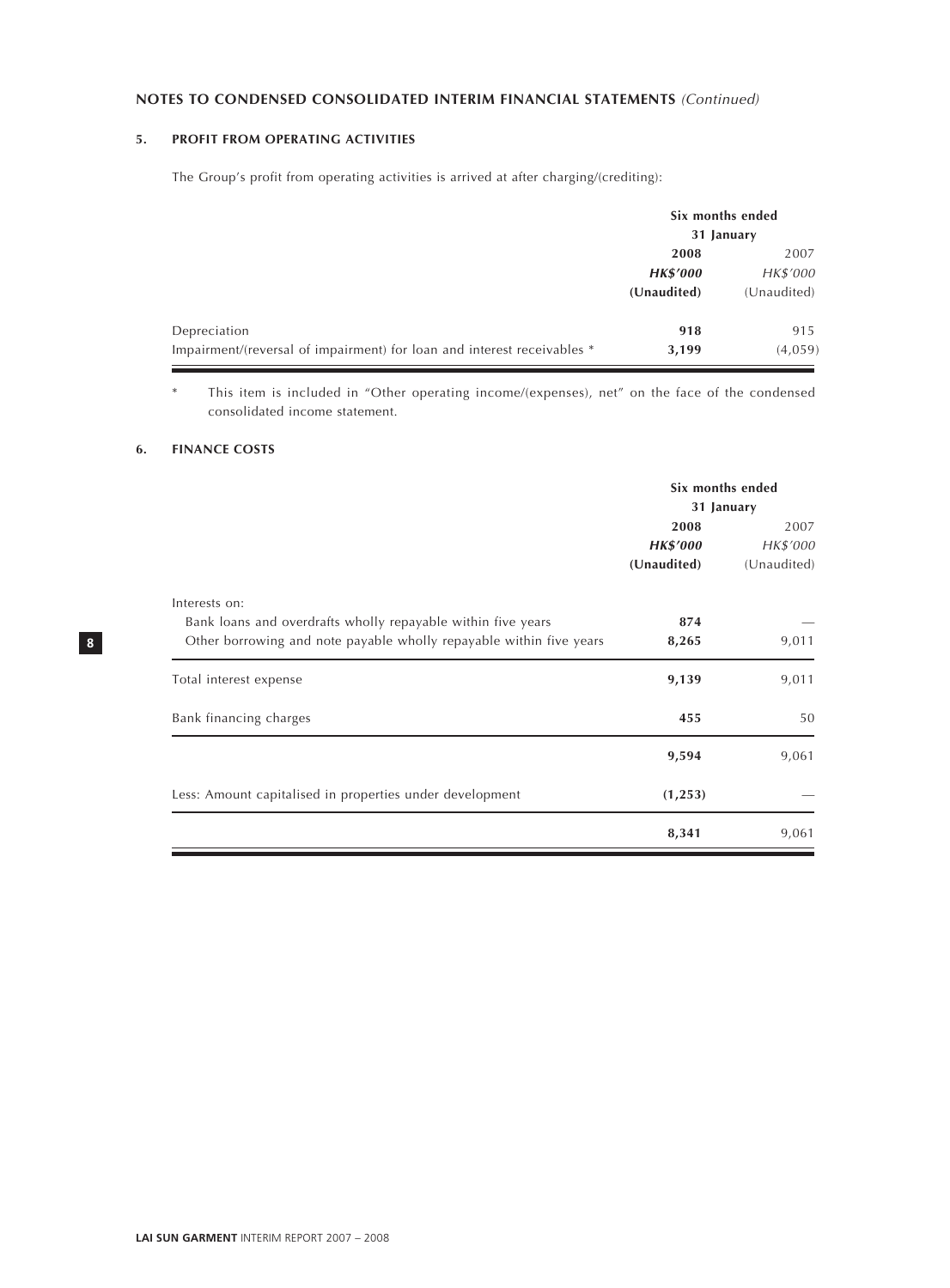## NOTES TO CONDENSED CONSOLIDATED INTERIM FINANCIAL STATEMENTS *(Continued)*

### 5. PROFIT FROM OPERATING ACTIVITIES

The Group's profit from operating activities is arrived at after charging/(crediting):

| | Six months ended 31 January | |
|---|---|---|
| | **2008** | 2007 |
| | ***HK$'000*** | *HK$'000* |
| | **(Unaudited)** | (Unaudited) |
| Depreciation | **918** | 915 |
| Impairment/(reversal of impairment) for loan and interest receivables * | **3,199** | (4,059) |

\* This item is included in "Other operating income/(expenses), net" on the face of the condensed consolidated income statement.

### 6. FINANCE COSTS

| | Six months ended 31 January | |
|---|---|---|
| | **2008** | 2007 |
| | ***HK$'000*** | *HK$'000* |
| | **(Unaudited)** | (Unaudited) |
| Interests on: | | |
| Bank loans and overdrafts wholly repayable within five years | **874** | — |
| Other borrowing and note payable wholly repayable within five years | **8,265** | 9,011 |
| Total interest expense | **9,139** | 9,011 |
| Bank financing charges | **455** | 50 |
| | **9,594** | 9,061 |
| Less: Amount capitalised in properties under development | **(1,253)** | — |
| | **8,341** | 9,061 |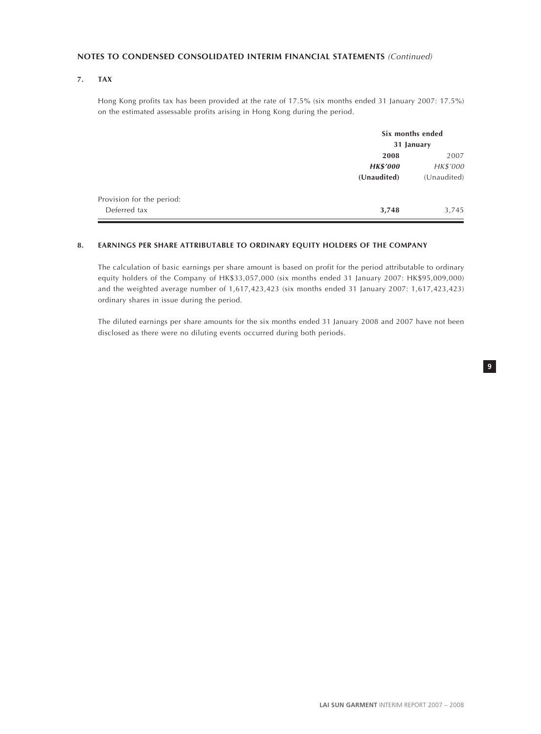## NOTES TO CONDENSED CONSOLIDATED INTERIM FINANCIAL STATEMENTS *(Continued)*

### 7. TAX

Hong Kong profits tax has been provided at the rate of 17.5% (six months ended 31 January 2007: 17.5%) on the estimated assessable profits arising in Hong Kong during the period.

| | Six months ended 31 January | |
|---|---|---|
| | **2008** | 2007 |
| | ***HK$'000*** | *HK$'000* |
| | **(Unaudited)** | (Unaudited) |
| Provision for the period: | | |
| Deferred tax | **3,748** | 3,745 |

### 8. EARNINGS PER SHARE ATTRIBUTABLE TO ORDINARY EQUITY HOLDERS OF THE COMPANY

The calculation of basic earnings per share amount is based on profit for the period attributable to ordinary equity holders of the Company of HK$33,057,000 (six months ended 31 January 2007: HK$95,009,000) and the weighted average number of 1,617,423,423 (six months ended 31 January 2007: 1,617,423,423) ordinary shares in issue during the period.

The diluted earnings per share amounts for the six months ended 31 January 2008 and 2007 have not been disclosed as there were no diluting events occurred during both periods.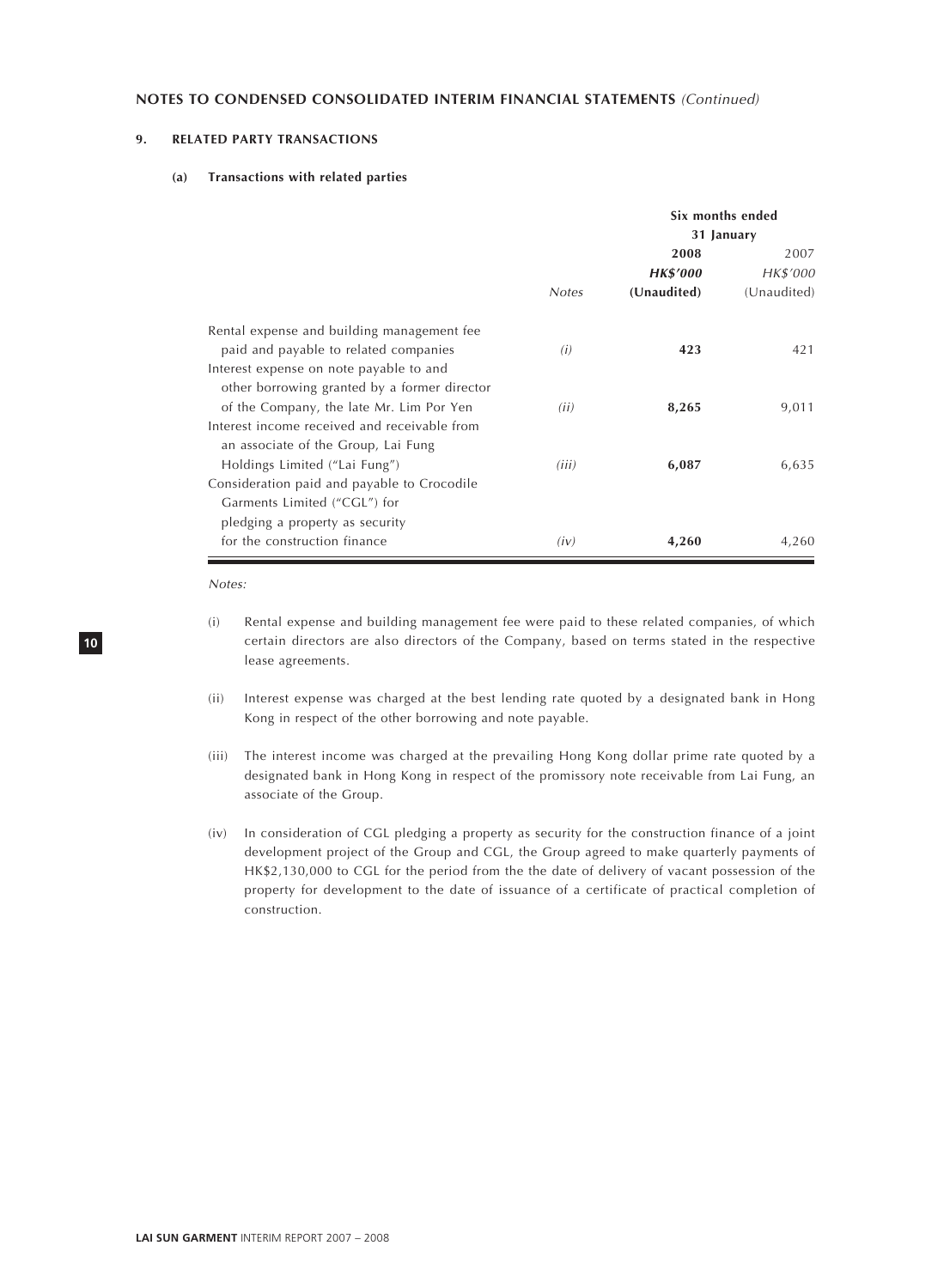## NOTES TO CONDENSED CONSOLIDATED INTERIM FINANCIAL STATEMENTS *(Continued)*

### 9. RELATED PARTY TRANSACTIONS

#### (a) Transactions with related parties

| | | Six months ended 31 January | |
|---|---|---|---|
| | | **2008** | 2007 |
| | | ***HK$'000*** | *HK$'000* |
| | *Notes* | **(Unaudited)** | (Unaudited) |
| Rental expense and building management fee paid and payable to related companies | *(i)* | **423** | 421 |
| Interest expense on note payable to and other borrowing granted by a former director of the Company, the late Mr. Lim Por Yen | *(ii)* | **8,265** | 9,011 |
| Interest income received and receivable from an associate of the Group, Lai Fung Holdings Limited ("Lai Fung") | *(iii)* | **6,087** | 6,635 |
| Consideration paid and payable to Crocodile Garments Limited ("CGL") for pledging a property as security for the construction finance | *(iv)* | **4,260** | 4,260 |

*Notes:*

(i) Rental expense and building management fee were paid to these related companies, of which certain directors are also directors of the Company, based on terms stated in the respective lease agreements.

(ii) Interest expense was charged at the best lending rate quoted by a designated bank in Hong Kong in respect of the other borrowing and note payable.

(iii) The interest income was charged at the prevailing Hong Kong dollar prime rate quoted by a designated bank in Hong Kong in respect of the promissory note receivable from Lai Fung, an associate of the Group.

(iv) In consideration of CGL pledging a property as security for the construction finance of a joint development project of the Group and CGL, the Group agreed to make quarterly payments of HK$2,130,000 to CGL for the period from the the date of delivery of vacant possession of the property for development to the date of issuance of a certificate of practical completion of construction.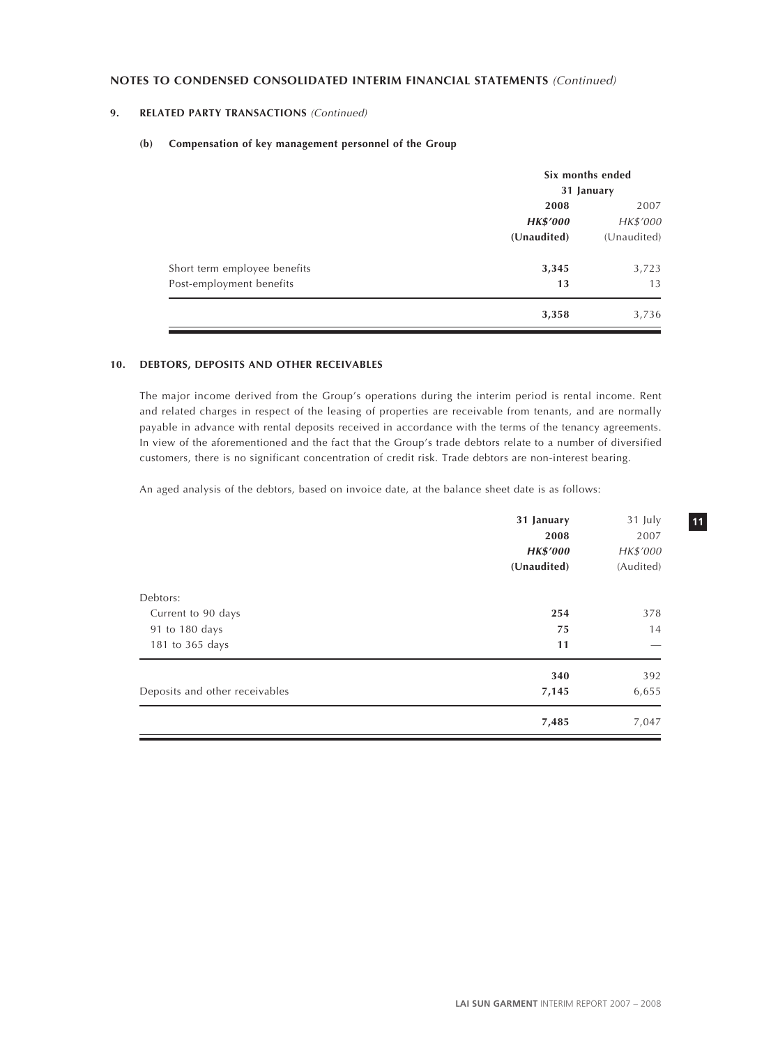## NOTES TO CONDENSED CONSOLIDATED INTERIM FINANCIAL STATEMENTS *(Continued)*

### 9. RELATED PARTY TRANSACTIONS *(Continued)*

#### (b) Compensation of key management personnel of the Group

| | Six months ended 31 January | |
|---|---|---|
| | **2008** | 2007 |
| | ***HK$'000*** | *HK$'000* |
| | **(Unaudited)** | (Unaudited) |
| Short term employee benefits | **3,345** | 3,723 |
| Post-employment benefits | **13** | 13 |
| | **3,358** | 3,736 |

### 10. DEBTORS, DEPOSITS AND OTHER RECEIVABLES

The major income derived from the Group's operations during the interim period is rental income. Rent and related charges in respect of the leasing of properties are receivable from tenants, and are normally payable in advance with rental deposits received in accordance with the terms of the tenancy agreements. In view of the aforementioned and the fact that the Group's trade debtors relate to a number of diversified customers, there is no significant concentration of credit risk. Trade debtors are non-interest bearing.

An aged analysis of the debtors, based on invoice date, at the balance sheet date is as follows:

| | **31 January 2008** | 31 July 2007 |
|---|---|---|
| | ***HK$'000*** | *HK$'000* |
| | **(Unaudited)** | (Audited) |
| Debtors: | | |
| Current to 90 days | **254** | 378 |
| 91 to 180 days | **75** | 14 |
| 181 to 365 days | **11** | — |
| | **340** | 392 |
| Deposits and other receivables | **7,145** | 6,655 |
| | **7,485** | 7,047 |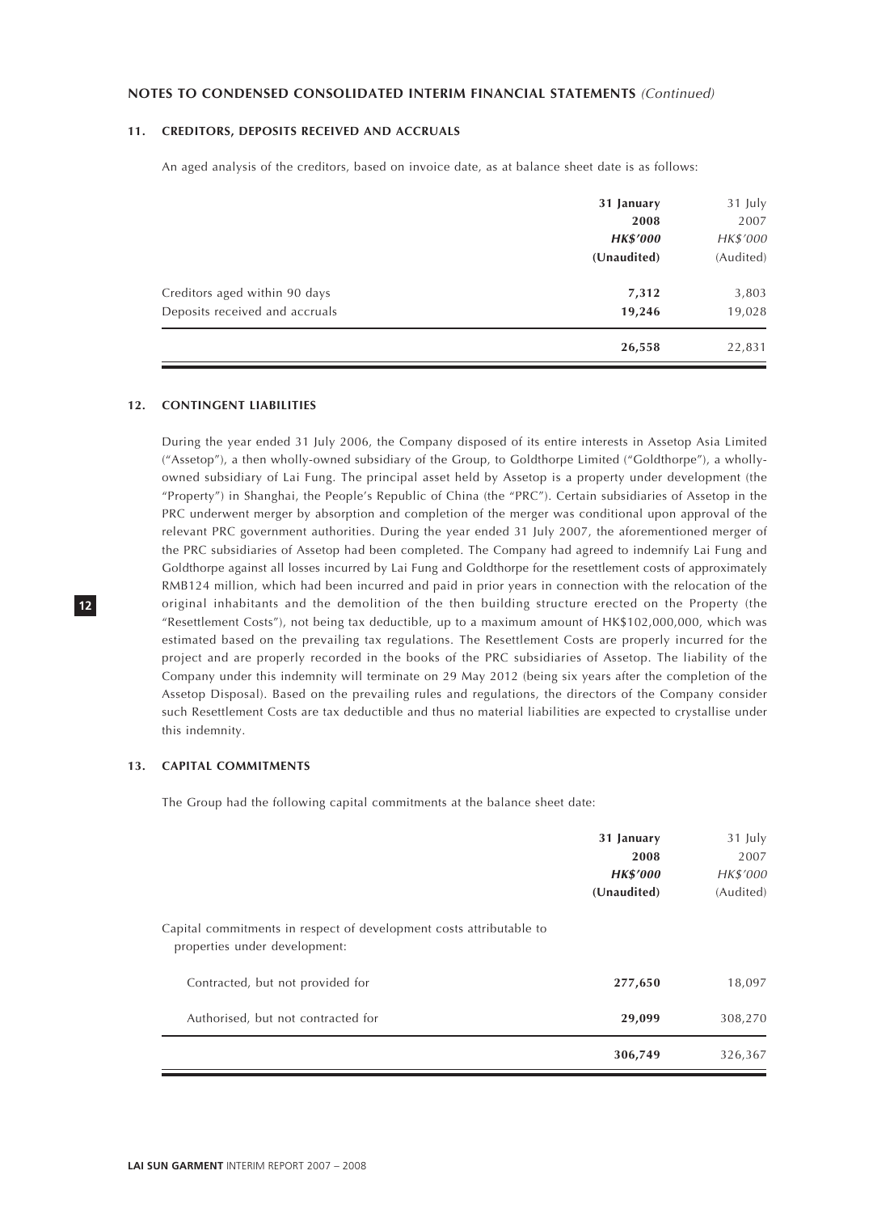## NOTES TO CONDENSED CONSOLIDATED INTERIM FINANCIAL STATEMENTS *(Continued)*

### 11. CREDITORS, DEPOSITS RECEIVED AND ACCRUALS

An aged analysis of the creditors, based on invoice date, as at balance sheet date is as follows:

| | **31 January 2008** | 31 July 2007 |
|---|---|---|
| | ***HK$'000*** | *HK$'000* |
| | **(Unaudited)** | (Audited) |
| Creditors aged within 90 days | **7,312** | 3,803 |
| Deposits received and accruals | **19,246** | 19,028 |
| | **26,558** | 22,831 |

### 12. CONTINGENT LIABILITIES

During the year ended 31 July 2006, the Company disposed of its entire interests in Assetop Asia Limited ("Assetop"), a then wholly-owned subsidiary of the Group, to Goldthorpe Limited ("Goldthorpe"), a wholly-owned subsidiary of Lai Fung. The principal asset held by Assetop is a property under development (the "Property") in Shanghai, the People's Republic of China (the "PRC"). Certain subsidiaries of Assetop in the PRC underwent merger by absorption and completion of the merger was conditional upon approval of the relevant PRC government authorities. During the year ended 31 July 2007, the aforementioned merger of the PRC subsidiaries of Assetop had been completed. The Company had agreed to indemnify Lai Fung and Goldthorpe against all losses incurred by Lai Fung and Goldthorpe for the resettlement costs of approximately RMB124 million, which had been incurred and paid in prior years in connection with the relocation of the original inhabitants and the demolition of the then building structure erected on the Property (the "Resettlement Costs"), not being tax deductible, up to a maximum amount of HK$102,000,000, which was estimated based on the prevailing tax regulations. The Resettlement Costs are properly incurred for the project and are properly recorded in the books of the PRC subsidiaries of Assetop. The liability of the Company under this indemnity will terminate on 29 May 2012 (being six years after the completion of the Assetop Disposal). Based on the prevailing rules and regulations, the directors of the Company consider such Resettlement Costs are tax deductible and thus no material liabilities are expected to crystallise under this indemnity.

### 13. CAPITAL COMMITMENTS

The Group had the following capital commitments at the balance sheet date:

| | **31 January 2008** | 31 July 2007 |
|---|---|---|
| | ***HK$'000*** | *HK$'000* |
| | **(Unaudited)** | (Audited) |
| Capital commitments in respect of development costs attributable to properties under development: | | |
| Contracted, but not provided for | **277,650** | 18,097 |
| Authorised, but not contracted for | **29,099** | 308,270 |
| | **306,749** | 326,367 |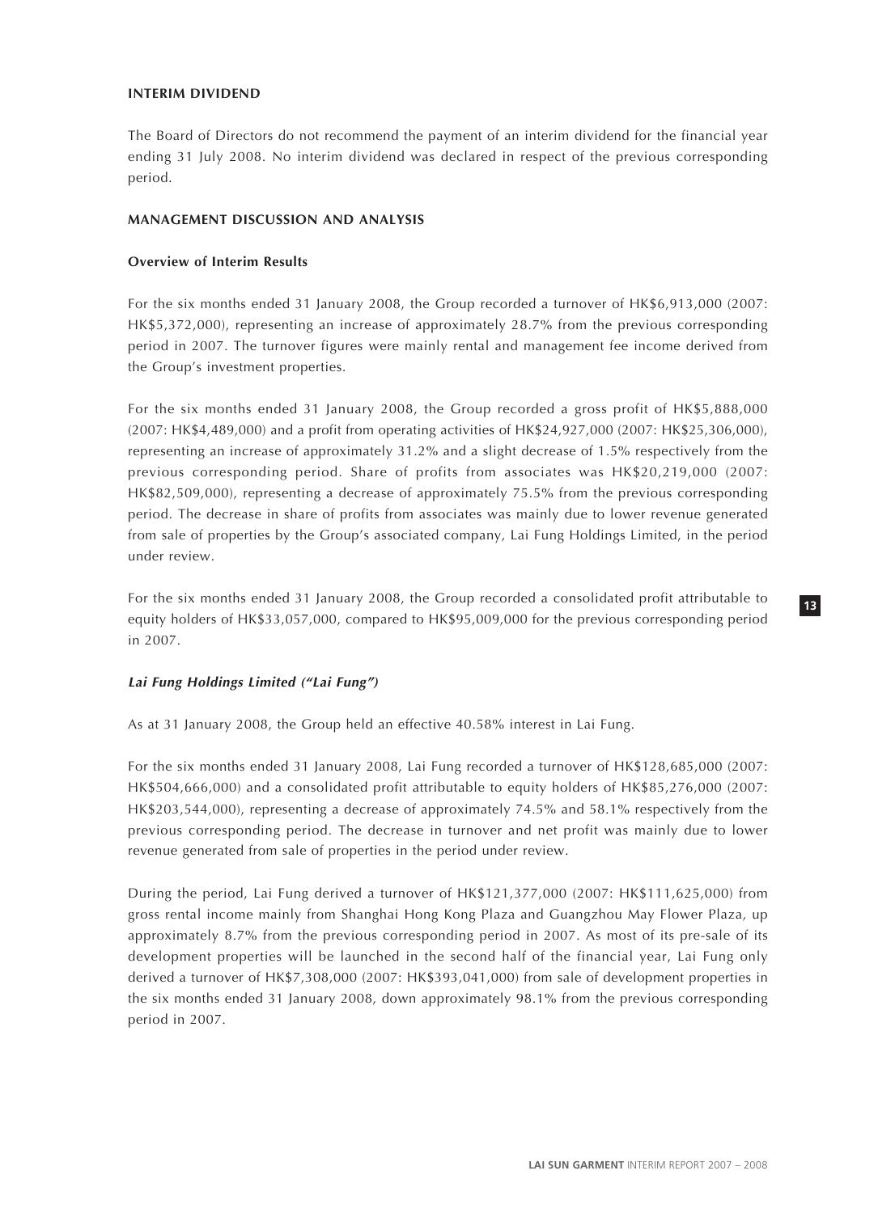## INTERIM DIVIDEND

The Board of Directors do not recommend the payment of an interim dividend for the financial year ending 31 July 2008. No interim dividend was declared in respect of the previous corresponding period.

## MANAGEMENT DISCUSSION AND ANALYSIS

### Overview of Interim Results

For the six months ended 31 January 2008, the Group recorded a turnover of HK$6,913,000 (2007: HK$5,372,000), representing an increase of approximately 28.7% from the previous corresponding period in 2007. The turnover figures were mainly rental and management fee income derived from the Group's investment properties.

For the six months ended 31 January 2008, the Group recorded a gross profit of HK$5,888,000 (2007: HK$4,489,000) and a profit from operating activities of HK$24,927,000 (2007: HK$25,306,000), representing an increase of approximately 31.2% and a slight decrease of 1.5% respectively from the previous corresponding period. Share of profits from associates was HK$20,219,000 (2007: HK$82,509,000), representing a decrease of approximately 75.5% from the previous corresponding period. The decrease in share of profits from associates was mainly due to lower revenue generated from sale of properties by the Group's associated company, Lai Fung Holdings Limited, in the period under review.

For the six months ended 31 January 2008, the Group recorded a consolidated profit attributable to equity holders of HK$33,057,000, compared to HK$95,009,000 for the previous corresponding period in 2007.

### *Lai Fung Holdings Limited ("Lai Fung")*

As at 31 January 2008, the Group held an effective 40.58% interest in Lai Fung.

For the six months ended 31 January 2008, Lai Fung recorded a turnover of HK$128,685,000 (2007: HK$504,666,000) and a consolidated profit attributable to equity holders of HK$85,276,000 (2007: HK$203,544,000), representing a decrease of approximately 74.5% and 58.1% respectively from the previous corresponding period. The decrease in turnover and net profit was mainly due to lower revenue generated from sale of properties in the period under review.

During the period, Lai Fung derived a turnover of HK$121,377,000 (2007: HK$111,625,000) from gross rental income mainly from Shanghai Hong Kong Plaza and Guangzhou May Flower Plaza, up approximately 8.7% from the previous corresponding period in 2007. As most of its pre-sale of its development properties will be launched in the second half of the financial year, Lai Fung only derived a turnover of HK$7,308,000 (2007: HK$393,041,000) from sale of development properties in the six months ended 31 January 2008, down approximately 98.1% from the previous corresponding period in 2007.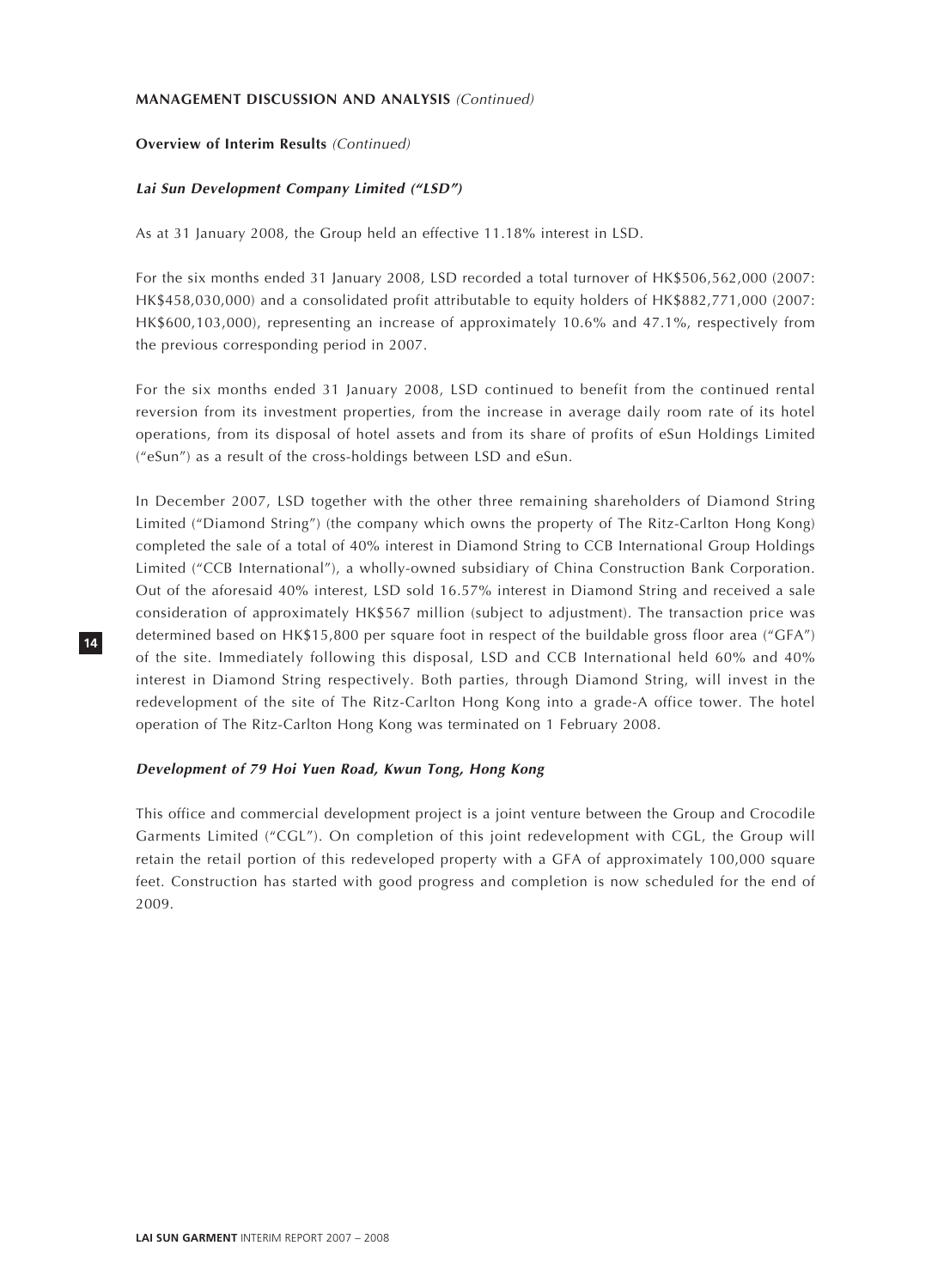**MANAGEMENT DISCUSSION AND ANALYSIS** *(Continued)*

**Overview of Interim Results** *(Continued)*

***Lai Sun Development Company Limited ("LSD")***

As at 31 January 2008, the Group held an effective 11.18% interest in LSD.

For the six months ended 31 January 2008, LSD recorded a total turnover of HK$506,562,000 (2007: HK$458,030,000) and a consolidated profit attributable to equity holders of HK$882,771,000 (2007: HK$600,103,000), representing an increase of approximately 10.6% and 47.1%, respectively from the previous corresponding period in 2007.

For the six months ended 31 January 2008, LSD continued to benefit from the continued rental reversion from its investment properties, from the increase in average daily room rate of its hotel operations, from its disposal of hotel assets and from its share of profits of eSun Holdings Limited ("eSun") as a result of the cross-holdings between LSD and eSun.

In December 2007, LSD together with the other three remaining shareholders of Diamond String Limited ("Diamond String") (the company which owns the property of The Ritz-Carlton Hong Kong) completed the sale of a total of 40% interest in Diamond String to CCB International Group Holdings Limited ("CCB International"), a wholly-owned subsidiary of China Construction Bank Corporation. Out of the aforesaid 40% interest, LSD sold 16.57% interest in Diamond String and received a sale consideration of approximately HK$567 million (subject to adjustment). The transaction price was determined based on HK$15,800 per square foot in respect of the buildable gross floor area ("GFA") of the site. Immediately following this disposal, LSD and CCB International held 60% and 40% interest in Diamond String respectively. Both parties, through Diamond String, will invest in the redevelopment of the site of The Ritz-Carlton Hong Kong into a grade-A office tower. The hotel operation of The Ritz-Carlton Hong Kong was terminated on 1 February 2008.

***Development of 79 Hoi Yuen Road, Kwun Tong, Hong Kong***

This office and commercial development project is a joint venture between the Group and Crocodile Garments Limited ("CGL"). On completion of this joint redevelopment with CGL, the Group will retain the retail portion of this redeveloped property with a GFA of approximately 100,000 square feet. Construction has started with good progress and completion is now scheduled for the end of 2009.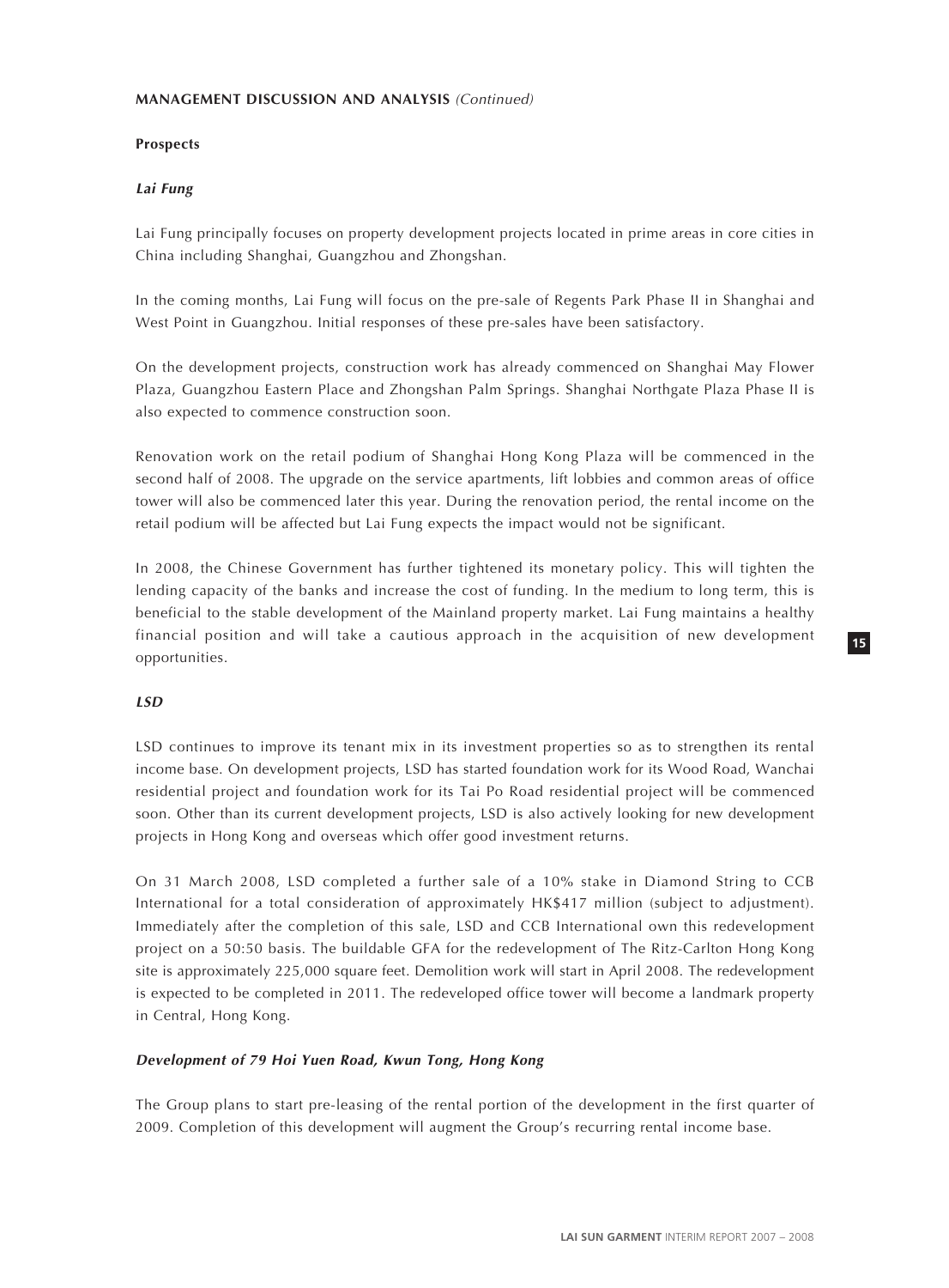**MANAGEMENT DISCUSSION AND ANALYSIS** *(Continued)*

**Prospects**

***Lai Fung***

Lai Fung principally focuses on property development projects located in prime areas in core cities in China including Shanghai, Guangzhou and Zhongshan.

In the coming months, Lai Fung will focus on the pre-sale of Regents Park Phase II in Shanghai and West Point in Guangzhou. Initial responses of these pre-sales have been satisfactory.

On the development projects, construction work has already commenced on Shanghai May Flower Plaza, Guangzhou Eastern Place and Zhongshan Palm Springs. Shanghai Northgate Plaza Phase II is also expected to commence construction soon.

Renovation work on the retail podium of Shanghai Hong Kong Plaza will be commenced in the second half of 2008. The upgrade on the service apartments, lift lobbies and common areas of office tower will also be commenced later this year. During the renovation period, the rental income on the retail podium will be affected but Lai Fung expects the impact would not be significant.

In 2008, the Chinese Government has further tightened its monetary policy. This will tighten the lending capacity of the banks and increase the cost of funding. In the medium to long term, this is beneficial to the stable development of the Mainland property market. Lai Fung maintains a healthy financial position and will take a cautious approach in the acquisition of new development opportunities.

***LSD***

LSD continues to improve its tenant mix in its investment properties so as to strengthen its rental income base. On development projects, LSD has started foundation work for its Wood Road, Wanchai residential project and foundation work for its Tai Po Road residential project will be commenced soon. Other than its current development projects, LSD is also actively looking for new development projects in Hong Kong and overseas which offer good investment returns.

On 31 March 2008, LSD completed a further sale of a 10% stake in Diamond String to CCB International for a total consideration of approximately HK$417 million (subject to adjustment). Immediately after the completion of this sale, LSD and CCB International own this redevelopment project on a 50:50 basis. The buildable GFA for the redevelopment of The Ritz-Carlton Hong Kong site is approximately 225,000 square feet. Demolition work will start in April 2008. The redevelopment is expected to be completed in 2011. The redeveloped office tower will become a landmark property in Central, Hong Kong.

***Development of 79 Hoi Yuen Road, Kwun Tong, Hong Kong***

The Group plans to start pre-leasing of the rental portion of the development in the first quarter of 2009. Completion of this development will augment the Group's recurring rental income base.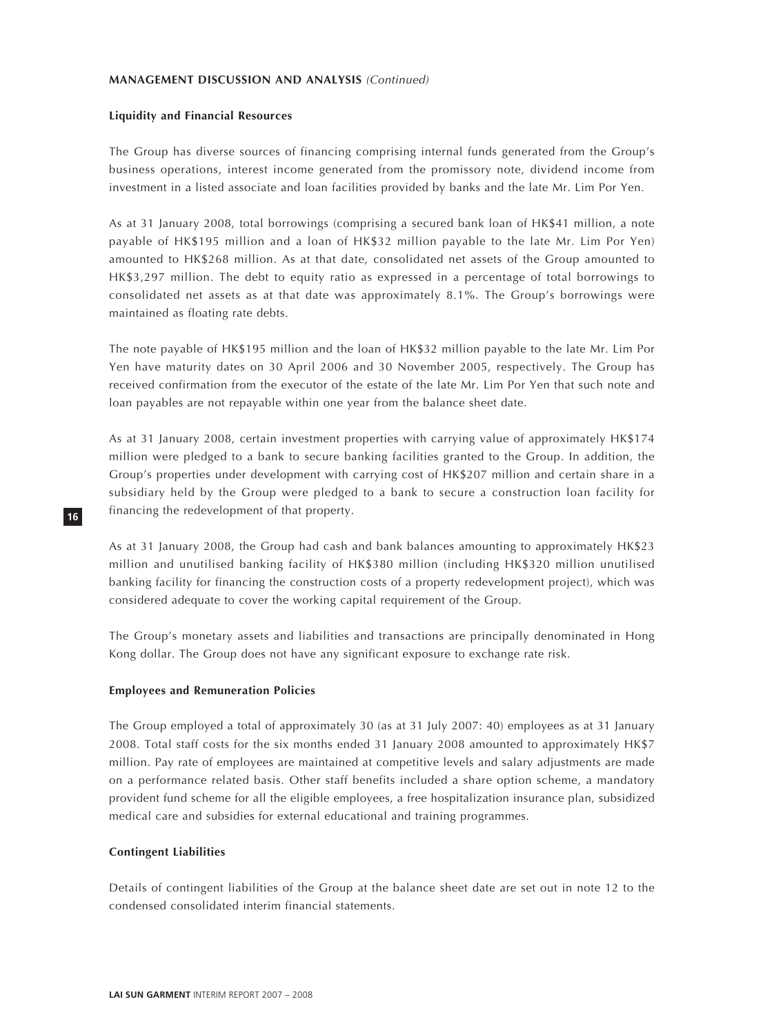**MANAGEMENT DISCUSSION AND ANALYSIS** *(Continued)*

**Liquidity and Financial Resources**

The Group has diverse sources of financing comprising internal funds generated from the Group's business operations, interest income generated from the promissory note, dividend income from investment in a listed associate and loan facilities provided by banks and the late Mr. Lim Por Yen.

As at 31 January 2008, total borrowings (comprising a secured bank loan of HK$41 million, a note payable of HK$195 million and a loan of HK$32 million payable to the late Mr. Lim Por Yen) amounted to HK$268 million. As at that date, consolidated net assets of the Group amounted to HK$3,297 million. The debt to equity ratio as expressed in a percentage of total borrowings to consolidated net assets as at that date was approximately 8.1%. The Group's borrowings were maintained as floating rate debts.

The note payable of HK$195 million and the loan of HK$32 million payable to the late Mr. Lim Por Yen have maturity dates on 30 April 2006 and 30 November 2005, respectively. The Group has received confirmation from the executor of the estate of the late Mr. Lim Por Yen that such note and loan payables are not repayable within one year from the balance sheet date.

As at 31 January 2008, certain investment properties with carrying value of approximately HK$174 million were pledged to a bank to secure banking facilities granted to the Group. In addition, the Group's properties under development with carrying cost of HK$207 million and certain share in a subsidiary held by the Group were pledged to a bank to secure a construction loan facility for financing the redevelopment of that property.

As at 31 January 2008, the Group had cash and bank balances amounting to approximately HK$23 million and unutilised banking facility of HK$380 million (including HK$320 million unutilised banking facility for financing the construction costs of a property redevelopment project), which was considered adequate to cover the working capital requirement of the Group.

The Group's monetary assets and liabilities and transactions are principally denominated in Hong Kong dollar. The Group does not have any significant exposure to exchange rate risk.

**Employees and Remuneration Policies**

The Group employed a total of approximately 30 (as at 31 July 2007: 40) employees as at 31 January 2008. Total staff costs for the six months ended 31 January 2008 amounted to approximately HK$7 million. Pay rate of employees are maintained at competitive levels and salary adjustments are made on a performance related basis. Other staff benefits included a share option scheme, a mandatory provident fund scheme for all the eligible employees, a free hospitalization insurance plan, subsidized medical care and subsidies for external educational and training programmes.

**Contingent Liabilities**

Details of contingent liabilities of the Group at the balance sheet date are set out in note 12 to the condensed consolidated interim financial statements.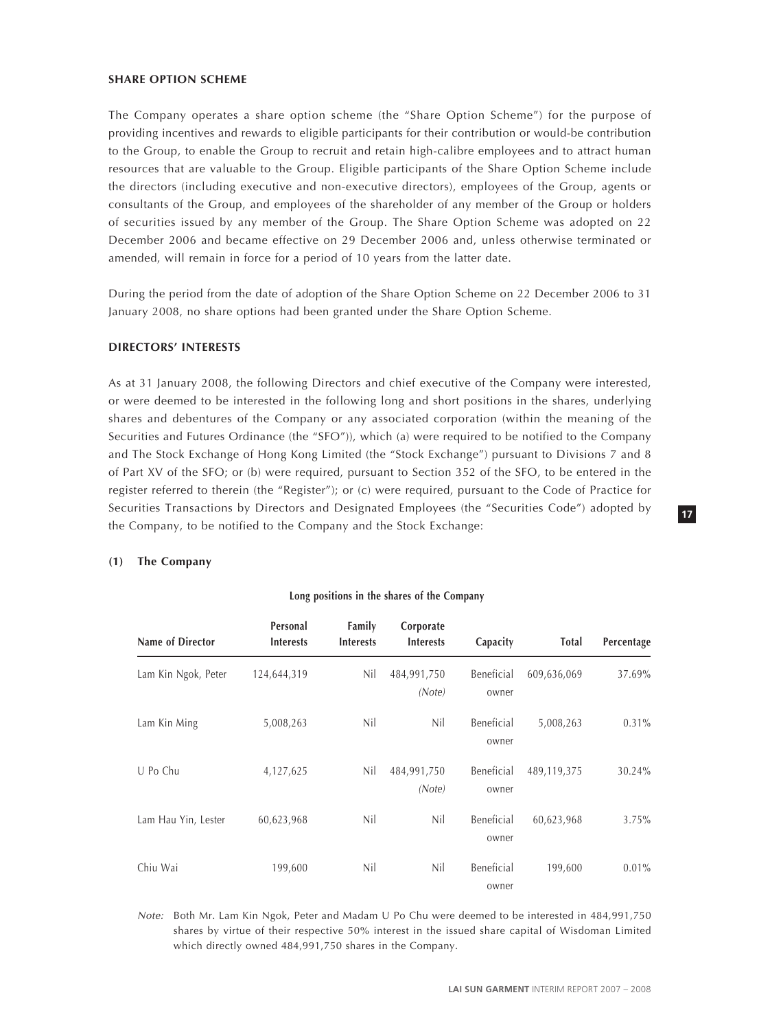## SHARE OPTION SCHEME

The Company operates a share option scheme (the "Share Option Scheme") for the purpose of providing incentives and rewards to eligible participants for their contribution or would-be contribution to the Group, to enable the Group to recruit and retain high-calibre employees and to attract human resources that are valuable to the Group. Eligible participants of the Share Option Scheme include the directors (including executive and non-executive directors), employees of the Group, agents or consultants of the Group, and employees of the shareholder of any member of the Group or holders of securities issued by any member of the Group. The Share Option Scheme was adopted on 22 December 2006 and became effective on 29 December 2006 and, unless otherwise terminated or amended, will remain in force for a period of 10 years from the latter date.

During the period from the date of adoption of the Share Option Scheme on 22 December 2006 to 31 January 2008, no share options had been granted under the Share Option Scheme.

## DIRECTORS' INTERESTS

As at 31 January 2008, the following Directors and chief executive of the Company were interested, or were deemed to be interested in the following long and short positions in the shares, underlying shares and debentures of the Company or any associated corporation (within the meaning of the Securities and Futures Ordinance (the "SFO")), which (a) were required to be notified to the Company and The Stock Exchange of Hong Kong Limited (the "Stock Exchange") pursuant to Divisions 7 and 8 of Part XV of the SFO; or (b) were required, pursuant to Section 352 of the SFO, to be entered in the register referred to therein (the "Register"); or (c) were required, pursuant to the Code of Practice for Securities Transactions by Directors and Designated Employees (the "Securities Code") adopted by the Company, to be notified to the Company and the Stock Exchange:

### (1) The Company

**Long positions in the shares of the Company**

| Name of Director | Personal Interests | Family Interests | Corporate Interests | Capacity | Total | Percentage |
|---|---|---|---|---|---|---|
| Lam Kin Ngok, Peter | 124,644,319 | Nil | 484,991,750 *(Note)* | Beneficial owner | 609,636,069 | 37.69% |
| Lam Kin Ming | 5,008,263 | Nil | Nil | Beneficial owner | 5,008,263 | 0.31% |
| U Po Chu | 4,127,625 | Nil | 484,991,750 *(Note)* | Beneficial owner | 489,119,375 | 30.24% |
| Lam Hau Yin, Lester | 60,623,968 | Nil | Nil | Beneficial owner | 60,623,968 | 3.75% |
| Chiu Wai | 199,600 | Nil | Nil | Beneficial owner | 199,600 | 0.01% |

*Note:* Both Mr. Lam Kin Ngok, Peter and Madam U Po Chu were deemed to be interested in 484,991,750 shares by virtue of their respective 50% interest in the issued share capital of Wisdoman Limited which directly owned 484,991,750 shares in the Company.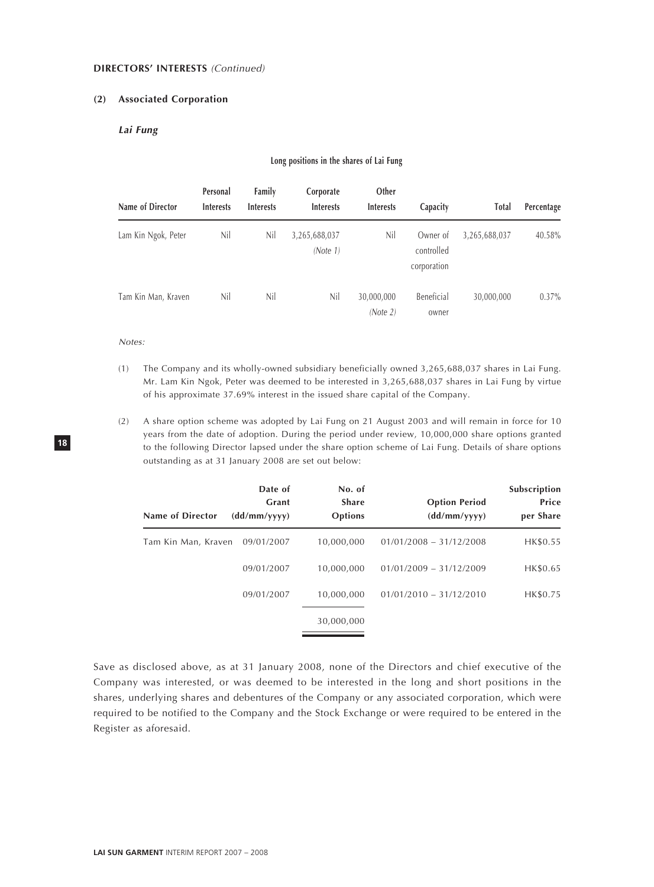**DIRECTORS' INTERESTS** *(Continued)*

**(2) Associated Corporation**

***Lai Fung***

**Long positions in the shares of Lai Fung**

| Name of Director | Personal Interests | Family Interests | Corporate Interests | Other Interests | Capacity | Total | Percentage |
|---|---|---|---|---|---|---|---|
| Lam Kin Ngok, Peter | Nil | Nil | 3,265,688,037 *(Note 1)* | Nil | Owner of controlled corporation | 3,265,688,037 | 40.58% |
| Tam Kin Man, Kraven | Nil | Nil | Nil | 30,000,000 *(Note 2)* | Beneficial owner | 30,000,000 | 0.37% |

*Notes:*

(1) The Company and its wholly-owned subsidiary beneficially owned 3,265,688,037 shares in Lai Fung. Mr. Lam Kin Ngok, Peter was deemed to be interested in 3,265,688,037 shares in Lai Fung by virtue of his approximate 37.69% interest in the issued share capital of the Company.

(2) A share option scheme was adopted by Lai Fung on 21 August 2003 and will remain in force for 10 years from the date of adoption. During the period under review, 10,000,000 share options granted to the following Director lapsed under the share option scheme of Lai Fung. Details of share options outstanding as at 31 January 2008 are set out below:

| Name of Director | Date of Grant (dd/mm/yyyy) | No. of Share Options | Option Period (dd/mm/yyyy) | Subscription Price per Share |
|---|---|---|---|---|
| Tam Kin Man, Kraven | 09/01/2007 | 10,000,000 | 01/01/2008 – 31/12/2008 | HK$0.55 |
| | 09/01/2007 | 10,000,000 | 01/01/2009 – 31/12/2009 | HK$0.65 |
| | 09/01/2007 | 10,000,000 | 01/01/2010 – 31/12/2010 | HK$0.75 |
| | | 30,000,000 | | |

Save as disclosed above, as at 31 January 2008, none of the Directors and chief executive of the Company was interested, or was deemed to be interested in the long and short positions in the shares, underlying shares and debentures of the Company or any associated corporation, which were required to be notified to the Company and the Stock Exchange or were required to be entered in the Register as aforesaid.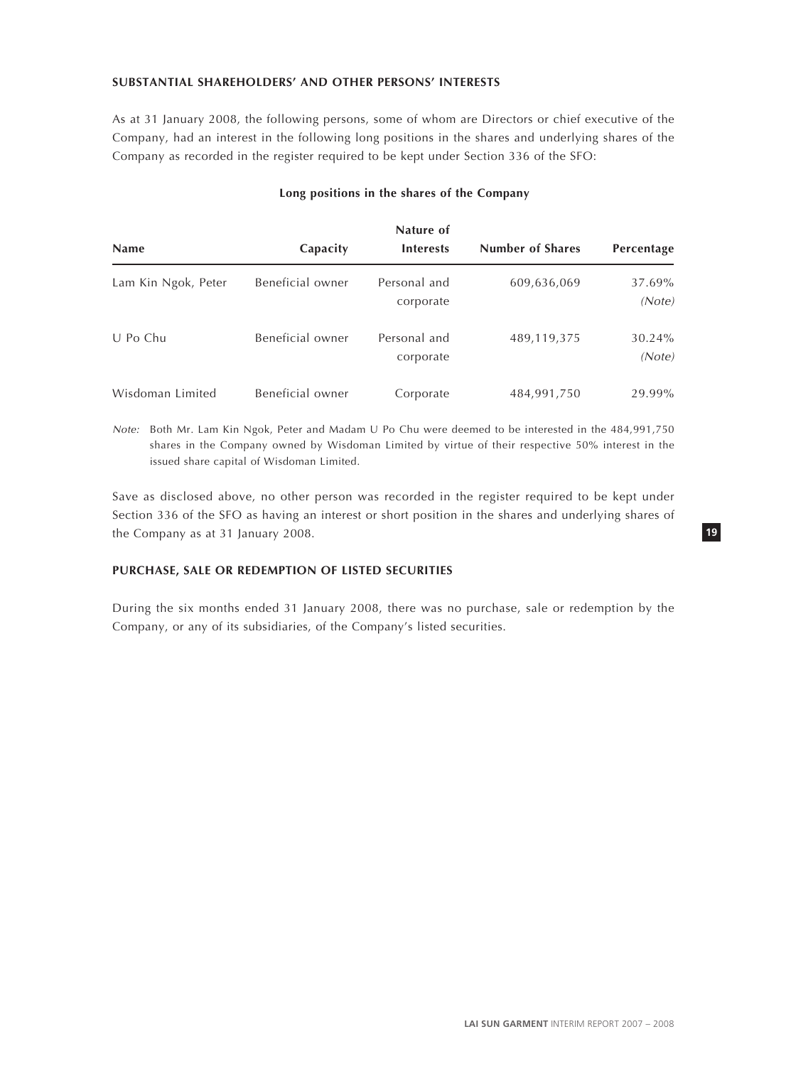## SUBSTANTIAL SHAREHOLDERS' AND OTHER PERSONS' INTERESTS

As at 31 January 2008, the following persons, some of whom are Directors or chief executive of the Company, had an interest in the following long positions in the shares and underlying shares of the Company as recorded in the register required to be kept under Section 336 of the SFO:

### Long positions in the shares of the Company

| Name | Capacity | Nature of Interests | Number of Shares | Percentage |
|---|---|---|---|---|
| Lam Kin Ngok, Peter | Beneficial owner | Personal and corporate | 609,636,069 | 37.69% *(Note)* |
| U Po Chu | Beneficial owner | Personal and corporate | 489,119,375 | 30.24% *(Note)* |
| Wisdoman Limited | Beneficial owner | Corporate | 484,991,750 | 29.99% |

*Note:* Both Mr. Lam Kin Ngok, Peter and Madam U Po Chu were deemed to be interested in the 484,991,750 shares in the Company owned by Wisdoman Limited by virtue of their respective 50% interest in the issued share capital of Wisdoman Limited.

Save as disclosed above, no other person was recorded in the register required to be kept under Section 336 of the SFO as having an interest or short position in the shares and underlying shares of the Company as at 31 January 2008.

## PURCHASE, SALE OR REDEMPTION OF LISTED SECURITIES

During the six months ended 31 January 2008, there was no purchase, sale or redemption by the Company, or any of its subsidiaries, of the Company's listed securities.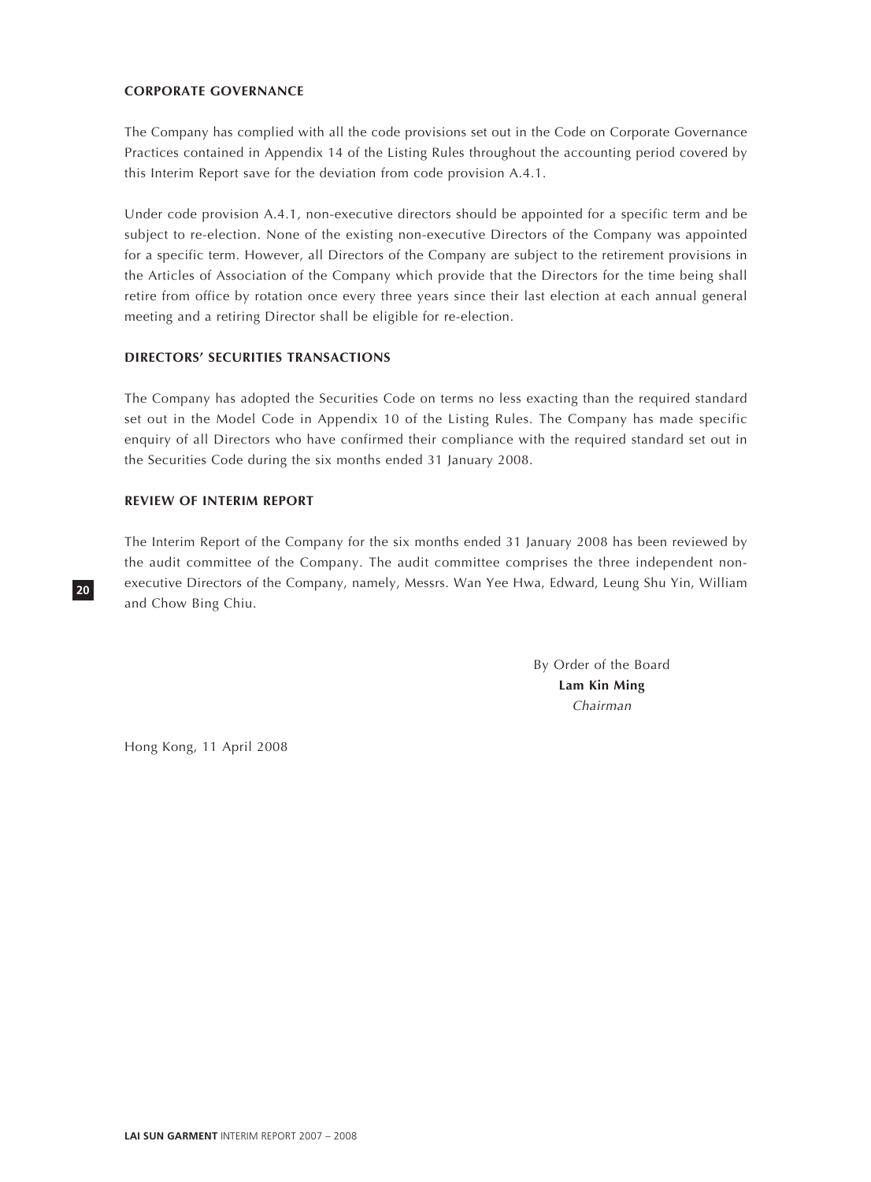## CORPORATE GOVERNANCE

The Company has complied with all the code provisions set out in the Code on Corporate Governance Practices contained in Appendix 14 of the Listing Rules throughout the accounting period covered by this Interim Report save for the deviation from code provision A.4.1.

Under code provision A.4.1, non-executive directors should be appointed for a specific term and be subject to re-election. None of the existing non-executive Directors of the Company was appointed for a specific term. However, all Directors of the Company are subject to the retirement provisions in the Articles of Association of the Company which provide that the Directors for the time being shall retire from office by rotation once every three years since their last election at each annual general meeting and a retiring Director shall be eligible for re-election.

## DIRECTORS' SECURITIES TRANSACTIONS

The Company has adopted the Securities Code on terms no less exacting than the required standard set out in the Model Code in Appendix 10 of the Listing Rules. The Company has made specific enquiry of all Directors who have confirmed their compliance with the required standard set out in the Securities Code during the six months ended 31 January 2008.

## REVIEW OF INTERIM REPORT

The Interim Report of the Company for the six months ended 31 January 2008 has been reviewed by the audit committee of the Company. The audit committee comprises the three independent non-executive Directors of the Company, namely, Messrs. Wan Yee Hwa, Edward, Leung Shu Yin, William and Chow Bing Chiu.

By Order of the Board
**Lam Kin Ming**
*Chairman*

Hong Kong, 11 April 2008